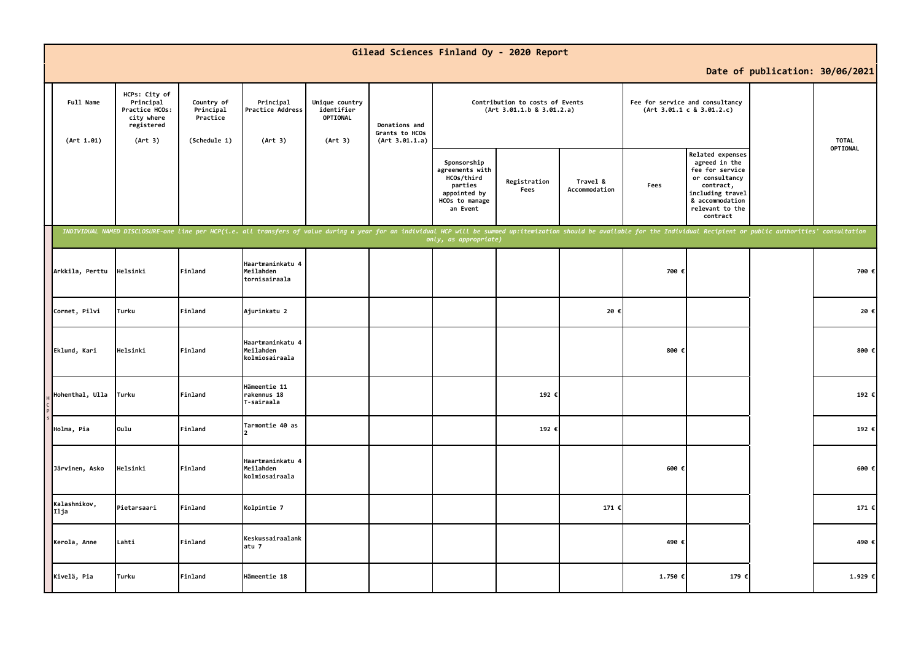# Gilead Sciences Finland Oy - 2020 Report

**Date of publication: 30/06/2021**

| Full Name (Art 1.01) | HCPs: City of Principal Practice HCOs: city where registered (Art 3) | Country of Principal Practice (Schedule 1) | Principal Practice Address (Art 3) | Unique country identifier OPTIONAL (Art 3) | Donations and Grants to HCOs (Art 3.01.1.a) | Contribution to costs of Events (Art 3.01.1.b & 3.01.2.a) | | | Fee for service and consultancy (Art 3.01.1 c & 3.01.2.c) | | | TOTAL OPTIONAL |
|---|---|---|---|---|---|---|---|---|---|---|---|---|
| | | | | | | Sponsorship agreements with HCOs/third parties appointed by HCOs to manage an Event | Registration Fees | Travel & Accommodation | Fees | Related expenses agreed in the fee for service or consultancy contract, including travel & accommodation relevant to the contract | | |
| *INDIVIDUAL NAMED DISCLOSURE-one line per HCP(i.e. all transfers of value during a year for an individual HCP will be summed up:itemization should be available for the Individual Recipient or public authorities' consultation only, as appropriate)* | | | | | | | | | | | | |
| Arkkila, Perttu | Helsinki | Finland | Haartmaninkatu 4 Meilahden tornisairaala | | | | | | 700 € | | | 700 € |
| Cornet, Pilvi | Turku | Finland | Ajurinkatu 2 | | | | | 20 € | | | | 20 € |
| Eklund, Kari | Helsinki | Finland | Haartmaninkatu 4 Meilahden kolmiosairaala | | | | | | 800 € | | | 800 € |
| Hohenthal, Ulla | Turku | Finland | Hämeentie 11 rakennus 18 T-sairaala | | | | 192 € | | | | | 192 € |
| Holma, Pia | Oulu | Finland | Tarmontie 40 as 2 | | | | 192 € | | | | | 192 € |
| Järvinen, Asko | Helsinki | Finland | Haartmaninkatu 4 Meilahden kolmiosairaala | | | | | | 600 € | | | 600 € |
| Kalashnikov, Ilja | Pietarsaari | Finland | Kolpintie 7 | | | | | 171 € | | | | 171 € |
| Kerola, Anne | Lahti | Finland | Keskussairaalankatu 7 | | | | | | 490 € | | | 490 € |
| Kivelä, Pia | Turku | Finland | Hämeentie 18 | | | | | | 1.750 € | 179 € | | 1.929 € |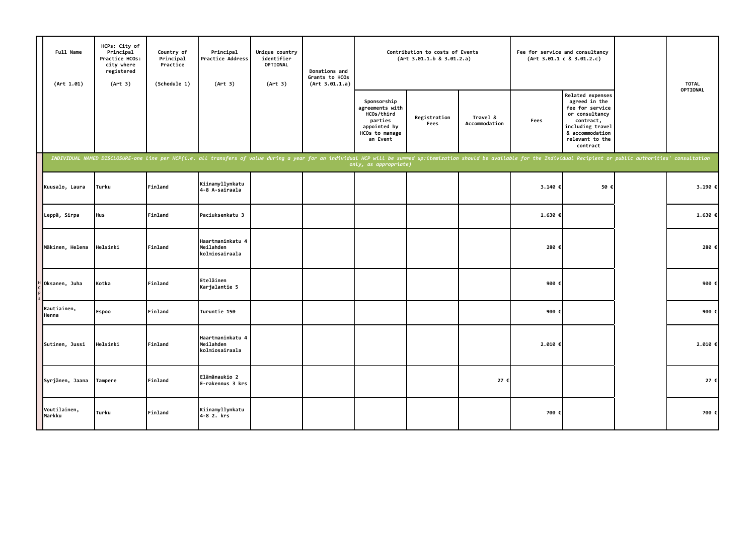| Full Name (Art 1.01) | HCPs: City of Principal Practice HCOs: city where registered (Art 3) | Country of Principal Practice (Schedule 1) | Principal Practice Address (Art 3) | Unique country identifier OPTIONAL (Art 3) | Donations and Grants to HCOs (Art 3.01.1.a) | Contribution to costs of Events (Art 3.01.1.b & 3.01.2.a) | | | Fee for service and consultancy (Art 3.01.1 c & 3.01.2.c) | | | TOTAL OPTIONAL |
|---|---|---|---|---|---|---|---|---|---|---|---|---|
| | | | | | | Sponsorship agreements with HCOs/third parties appointed by HCOs to manage an Event | Registration Fees | Travel & Accommodation | Fees | Related expenses agreed in the fee for service or consultancy contract, including travel & accommodation relevant to the contract | | |
| *INDIVIDUAL NAMED DISCLOSURE-one line per HCP(i.e. all transfers of value during a year for an individual HCP will be summed up:itemization should be available for the Individual Recipient or public authorities' consultation only, as appropriate)* | | | | | | | | | | | | |
| Kuusalo, Laura | Turku | Finland | Kiinamyllynkatu 4-8 A-sairaala | | | | | | 3.140 € | 50 € | | 3.190 € |
| Leppä, Sirpa | Hus | Finland | Paciuksenkatu 3 | | | | | | 1.630 € | | | 1.630 € |
| Mäkinen, Helena | Helsinki | Finland | Haartmaninkatu 4 Meilahden kolmiosairaala | | | | | | 280 € | | | 280 € |
| Oksanen, Juha | Kotka | Finland | Eteläinen Karjalantie 5 | | | | | | 900 € | | | 900 € |
| Rautiainen, Henna | Espoo | Finland | Turuntie 150 | | | | | | 900 € | | | 900 € |
| Sutinen, Jussi | Helsinki | Finland | Haartmaninkatu 4 Meilahden kolmiosairaala | | | | | | 2.010 € | | | 2.010 € |
| Syrjänen, Jaana | Tampere | Finland | Elämänaukio 2 E-rakennus 3 krs | | | | | 27 € | | | | 27 € |
| Voutilainen, Markku | Turku | Finland | Kiinamyllynkatu 4-8 2. krs | | | | | | 700 € | | | 700 € |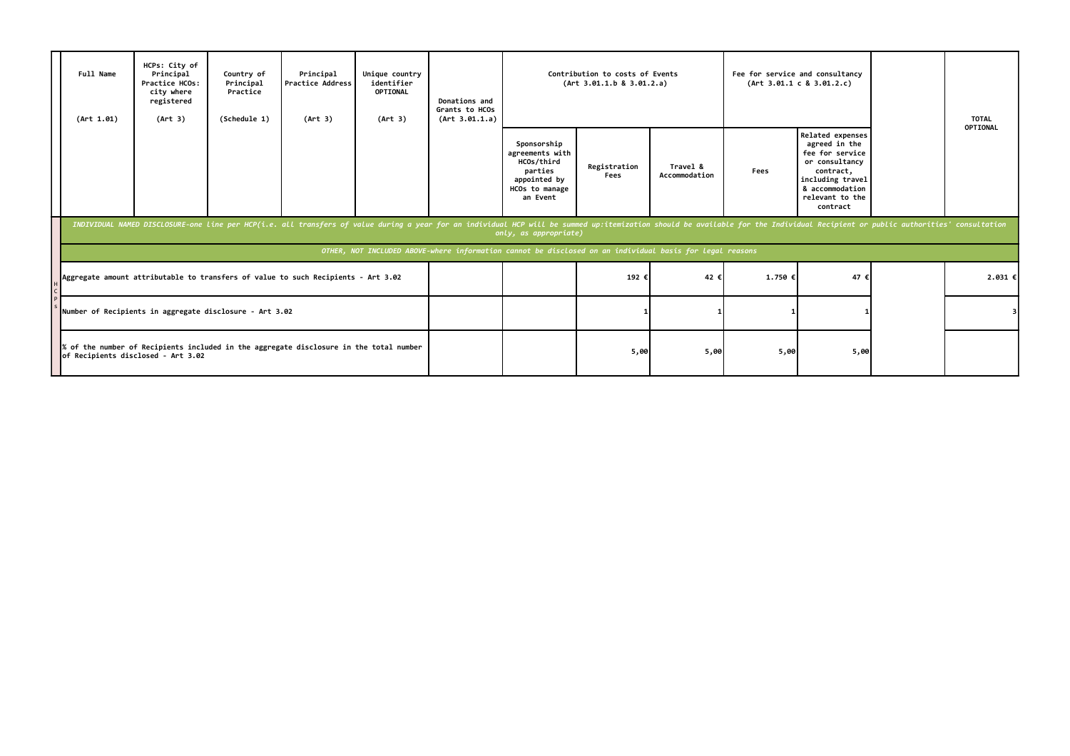| Full Name (Art 1.01) | HCPs: City of Principal Practice HCOs: city where registered (Art 3) | Country of Principal Practice (Schedule 1) | Principal Practice Address (Art 3) | Unique country identifier OPTIONAL (Art 3) | Donations and Grants to HCOs (Art 3.01.1.a) | Contribution to costs of Events (Art 3.01.1.b & 3.01.2.a) | | | Fee for service and consultancy (Art 3.01.1 c & 3.01.2.c) | | | TOTAL OPTIONAL |
|---|---|---|---|---|---|---|---|---|---|---|---|---|
| | | | | | | Sponsorship agreements with HCOs/third parties appointed by HCOs to manage an Event | Registration Fees | Travel & Accommodation | Fees | Related expenses agreed in the fee for service or consultancy contract, including travel & accommodation relevant to the contract | | |
| *INDIVIDUAL NAMED DISCLOSURE-one line per HCP(i.e. all transfers of value during a year for an individual HCP will be summed up:itemization should be available for the Individual Recipient or public authorities' consultation only, as appropriate)* | | | | | | | | | | | | |
| *OTHER, NOT INCLUDED ABOVE-where information cannot be disclosed on an individual basis for legal reasons* | | | | | | | | | | | | |
| Aggregate amount attributable to transfers of value to such Recipients - Art 3.02 | | | | | | | 192 € | 42 € | 1.750 € | 47 € | | 2.031 € |
| Number of Recipients in aggregate disclosure - Art 3.02 | | | | | | | 1 | 1 | 1 | 1 | | 3 |
| % of the number of Recipients included in the aggregate disclosure in the total number of Recipients disclosed - Art 3.02 | | | | | | | 5,00 | 5,00 | 5,00 | 5,00 | | |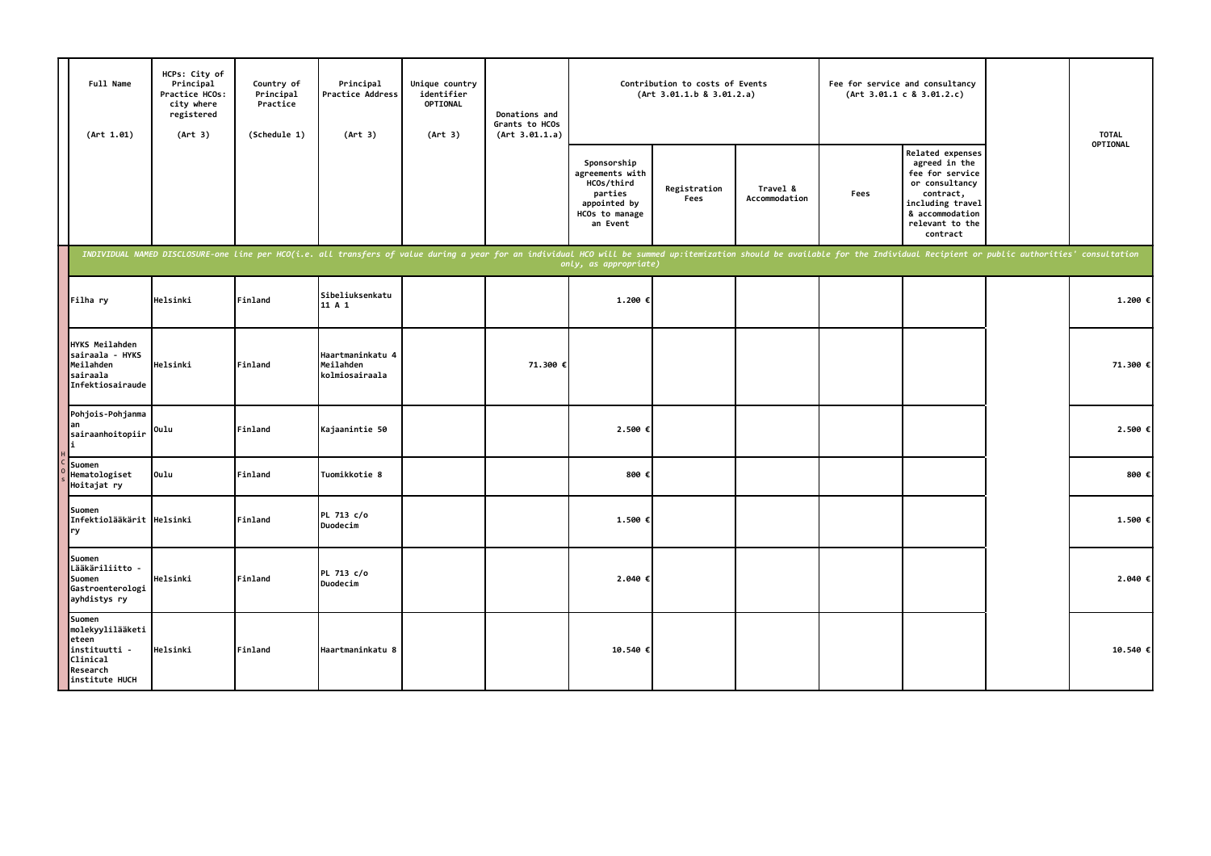| Full Name (Art 1.01) | HCPs: City of Principal Practice HCOs: city where registered (Art 3) | Country of Principal Practice (Schedule 1) | Principal Practice Address (Art 3) | Unique country identifier OPTIONAL (Art 3) | Donations and Grants to HCOs (Art 3.01.1.a) | Contribution to costs of Events (Art 3.01.1.b & 3.01.2.a) | | | Fee for service and consultancy (Art 3.01.1 c & 3.01.2.c) | | | TOTAL OPTIONAL |
|---|---|---|---|---|---|---|---|---|---|---|---|---|
| | | | | | | Sponsorship agreements with HCOs/third parties appointed by HCOs to manage an Event | Registration Fees | Travel & Accommodation | Fees | Related expenses agreed in the fee for service or consultancy contract, including travel & accommodation relevant to the contract | | |
| *INDIVIDUAL NAMED DISCLOSURE-one line per HCO(i.e. all transfers of value during a year for an individual HCO will be summed up:itemization should be available for the Individual Recipient or public authorities' consultation only, as appropriate)* | | | | | | | | | | | | |
| Filha ry | Helsinki | Finland | Sibeliuksenkatu 11 A 1 | | | 1.200 € | | | | | | 1.200 € |
| HYKS Meilahden sairaala - HYKS Meilahden sairaala Infektiosairaude | Helsinki | Finland | Haartmaninkatu 4 Meilahden kolmiosairaala | | 71.300 € | | | | | | | 71.300 € |
| Pohjois-Pohjanmaan sairaanhoitopiiri | Oulu | Finland | Kajaanintie 50 | | | 2.500 € | | | | | | 2.500 € |
| Suomen Hematologiset Hoitajat ry | Oulu | Finland | Tuomikkotie 8 | | | 800 € | | | | | | 800 € |
| Suomen Infektiolääkärit ry | Helsinki | Finland | PL 713 c/o Duodecim | | | 1.500 € | | | | | | 1.500 € |
| Suomen Lääkäriliitto - Suomen Gastroenterologiayhdistys ry | Helsinki | Finland | PL 713 c/o Duodecim | | | 2.040 € | | | | | | 2.040 € |
| Suomen molekyylilääketieteen instituutti - Clinical Research institute HUCH | Helsinki | Finland | Haartmaninkatu 8 | | | 10.540 € | | | | | | 10.540 € |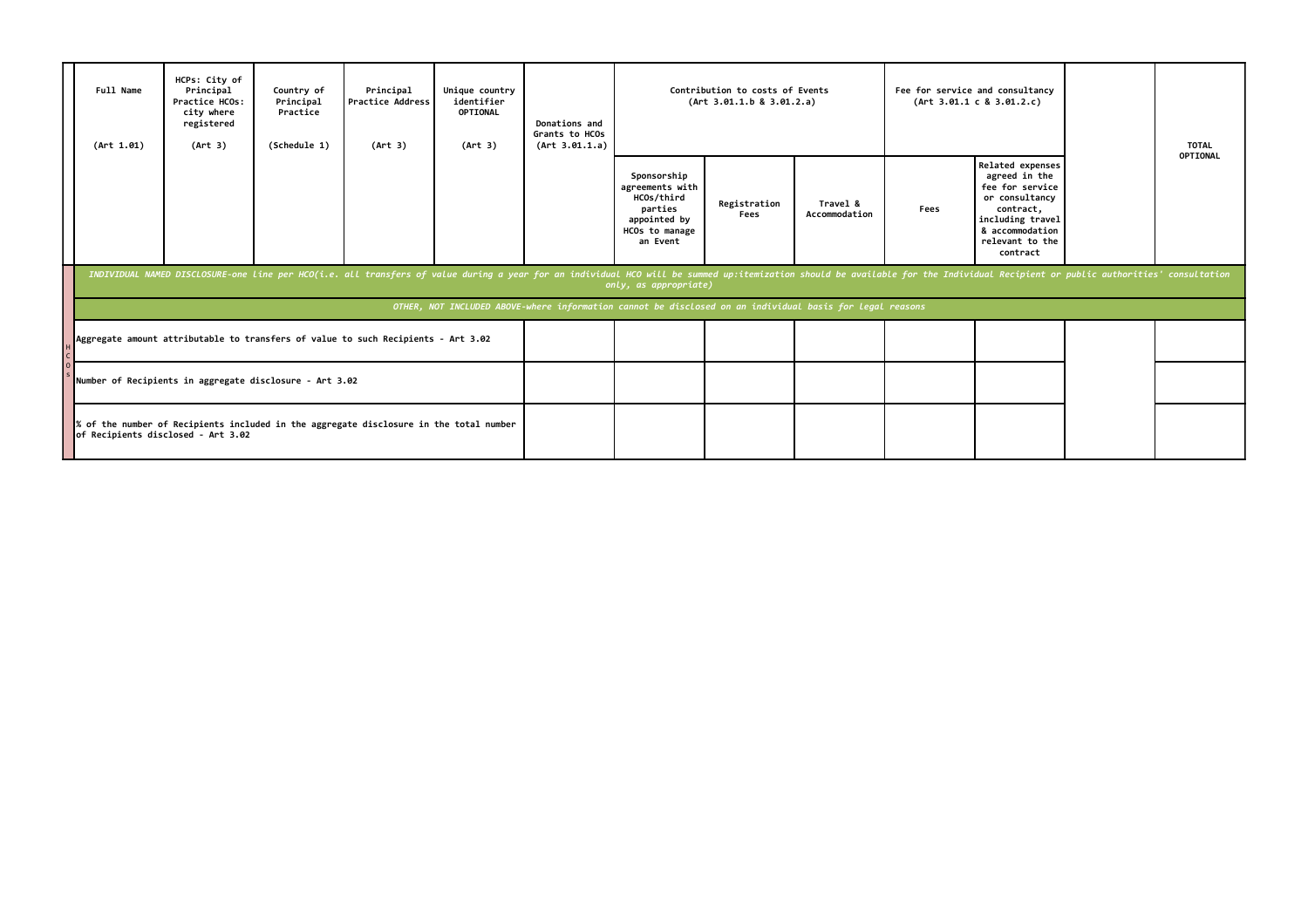| Full Name (Art 1.01) | HCPs: City of Principal Practice HCOs: city where registered (Art 3) | Country of Principal Practice (Schedule 1) | Principal Practice Address (Art 3) | Unique country identifier OPTIONAL (Art 3) | Donations and Grants to HCOs (Art 3.01.1.a) | Contribution to costs of Events (Art 3.01.1.b & 3.01.2.a) | | | Fee for service and consultancy (Art 3.01.1 c & 3.01.2.c) | | | TOTAL OPTIONAL |
|---|---|---|---|---|---|---|---|---|---|---|---|---|
| | | | | | | Sponsorship agreements with HCOs/third parties appointed by HCOs to manage an Event | Registration Fees | Travel & Accommodation | Fees | Related expenses agreed in the fee for service or consultancy contract, including travel & accommodation relevant to the contract | | |
| *INDIVIDUAL NAMED DISCLOSURE-one line per HCO(i.e. all transfers of value during a year for an individual HCO will be summed up:itemization should be available for the Individual Recipient or public authorities' consultation only, as appropriate)* | | | | | | | | | | | | |
| *OTHER, NOT INCLUDED ABOVE-where information cannot be disclosed on an individual basis for legal reasons* | | | | | | | | | | | | |
| HCOs: Aggregate amount attributable to transfers of value to such Recipients - Art 3.02 | | | | | | | | | | | | |
| Number of Recipients in aggregate disclosure - Art 3.02 | | | | | | | | | | | | |
| % of the number of Recipients included in the aggregate disclosure in the total number of Recipients disclosed - Art 3.02 | | | | | | | | | | | | |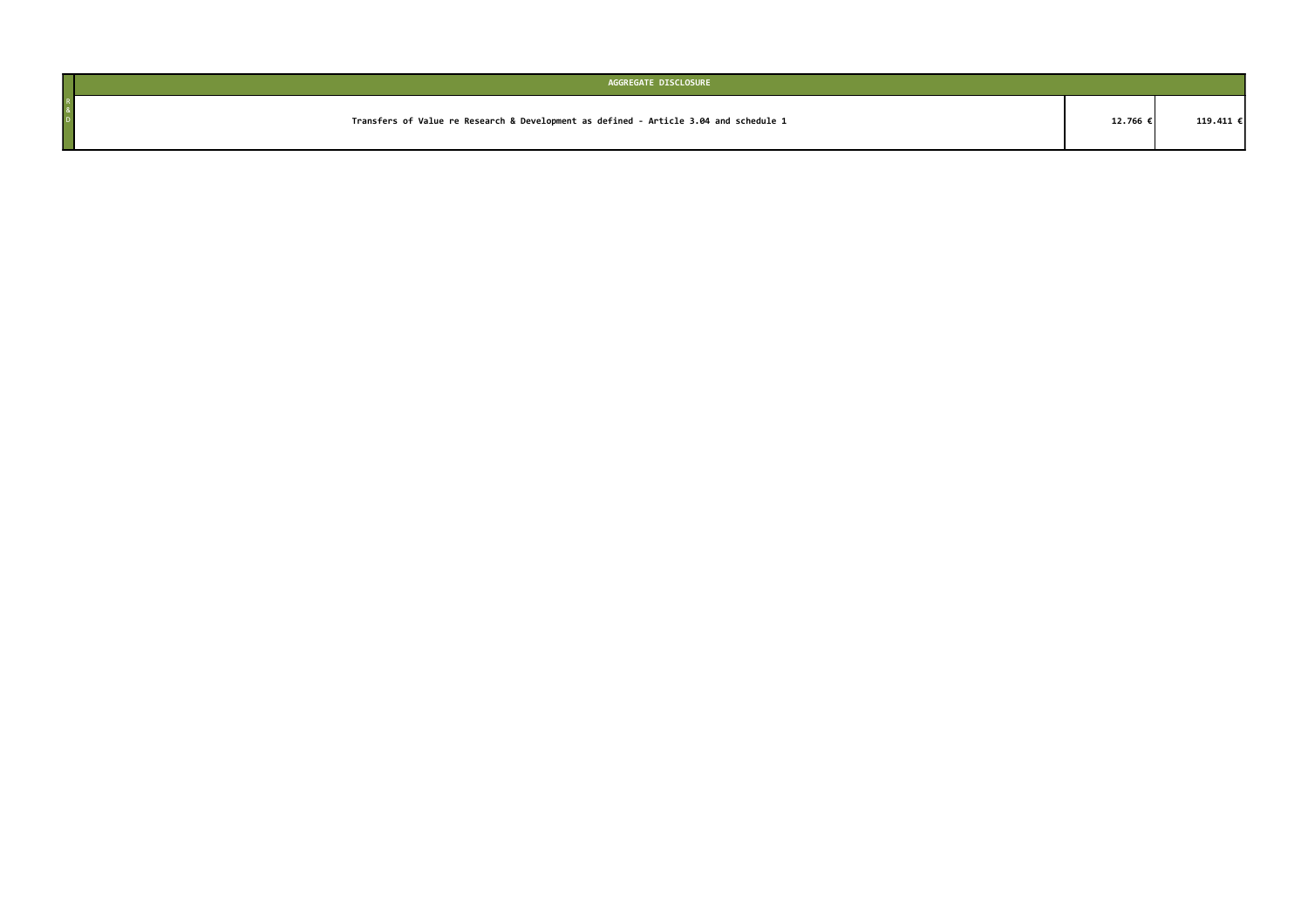| | | | |
|---|---|---|---|
| | AGGREGATE DISCLOSURE | | |
| R & D | Transfers of Value re Research & Development as defined - Article 3.04 and schedule 1 | 12.766 € | 119.411 € |